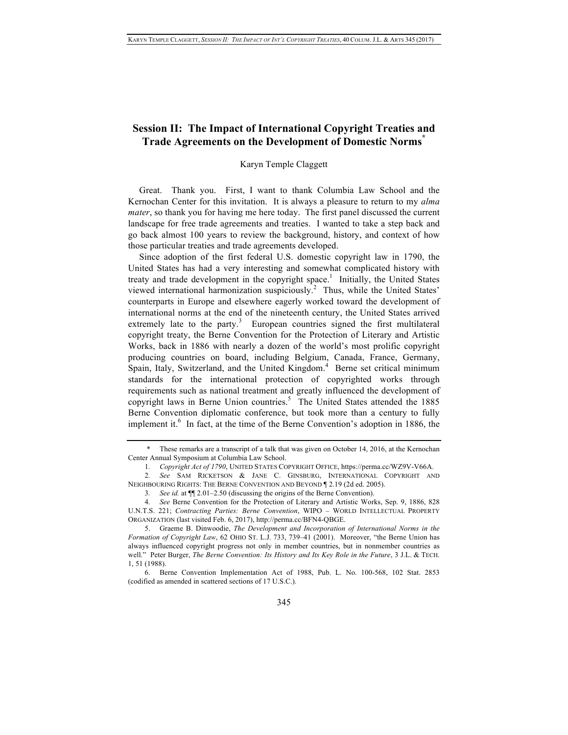# Session II: The Impact of International Copyright Treaties and Trade Agreements on the Development of Domestic Norms[*]

Karyn Temple Claggett

Great. Thank you. First, I want to thank Columbia Law School and the Kernochan Center for this invitation. It is always a pleasure to return to my *alma mater*, so thank you for having me here today. The first panel discussed the current landscape for free trade agreements and treaties. I wanted to take a step back and go back almost 100 years to review the background, history, and context of how those particular treaties and trade agreements developed.

Since adoption of the first federal U.S. domestic copyright law in 1790, the United States has had a very interesting and somewhat complicated history with treaty and trade development in the copyright space.[1] Initially, the United States viewed international harmonization suspiciously.[2] Thus, while the United States' counterparts in Europe and elsewhere eagerly worked toward the development of international norms at the end of the nineteenth century, the United States arrived extremely late to the party.[3] European countries signed the first multilateral copyright treaty, the Berne Convention for the Protection of Literary and Artistic Works, back in 1886 with nearly a dozen of the world's most prolific copyright producing countries on board, including Belgium, Canada, France, Germany, Spain, Italy, Switzerland, and the United Kingdom.[4] Berne set critical minimum standards for the international protection of copyrighted works through requirements such as national treatment and greatly influenced the development of copyright laws in Berne Union countries.[5] The United States attended the 1885 Berne Convention diplomatic conference, but took more than a century to fully implement it.[6] In fact, at the time of the Berne Convention's adoption in 1886, the

---

\* These remarks are a transcript of a talk that was given on October 14, 2016, at the Kernochan Center Annual Symposium at Columbia Law School.

1. *Copyright Act of 1790*, UNITED STATES COPYRIGHT OFFICE, https://perma.cc/WZ9V-V66A.

2. *See* SAM RICKETSON & JANE C. GINSBURG, INTERNATIONAL COPYRIGHT AND NEIGHBOURING RIGHTS: THE BERNE CONVENTION AND BEYOND ¶ 2.19 (2d ed. 2005).

3. *See id.* at ¶¶ 2.01–2.50 (discussing the origins of the Berne Convention).

4. *See* Berne Convention for the Protection of Literary and Artistic Works, Sep. 9, 1886, 828 U.N.T.S. 221; *Contracting Parties: Berne Convention*, WIPO – WORLD INTELLECTUAL PROPERTY ORGANIZATION (last visited Feb. 6, 2017), http://perma.cc/BFN4-QBGE.

5. Graeme B. Dinwoodie, *The Development and Incorporation of International Norms in the Formation of Copyright Law*, 62 OHIO ST. L.J. 733, 739–41 (2001). Moreover, "the Berne Union has always influenced copyright progress not only in member countries, but in nonmember countries as well." Peter Burger, *The Berne Convention: Its History and Its Key Role in the Future*, 3 J.L. & TECH. 1, 51 (1988).

6. Berne Convention Implementation Act of 1988, Pub. L. No. 100-568, 102 Stat. 2853 (codified as amended in scattered sections of 17 U.S.C.).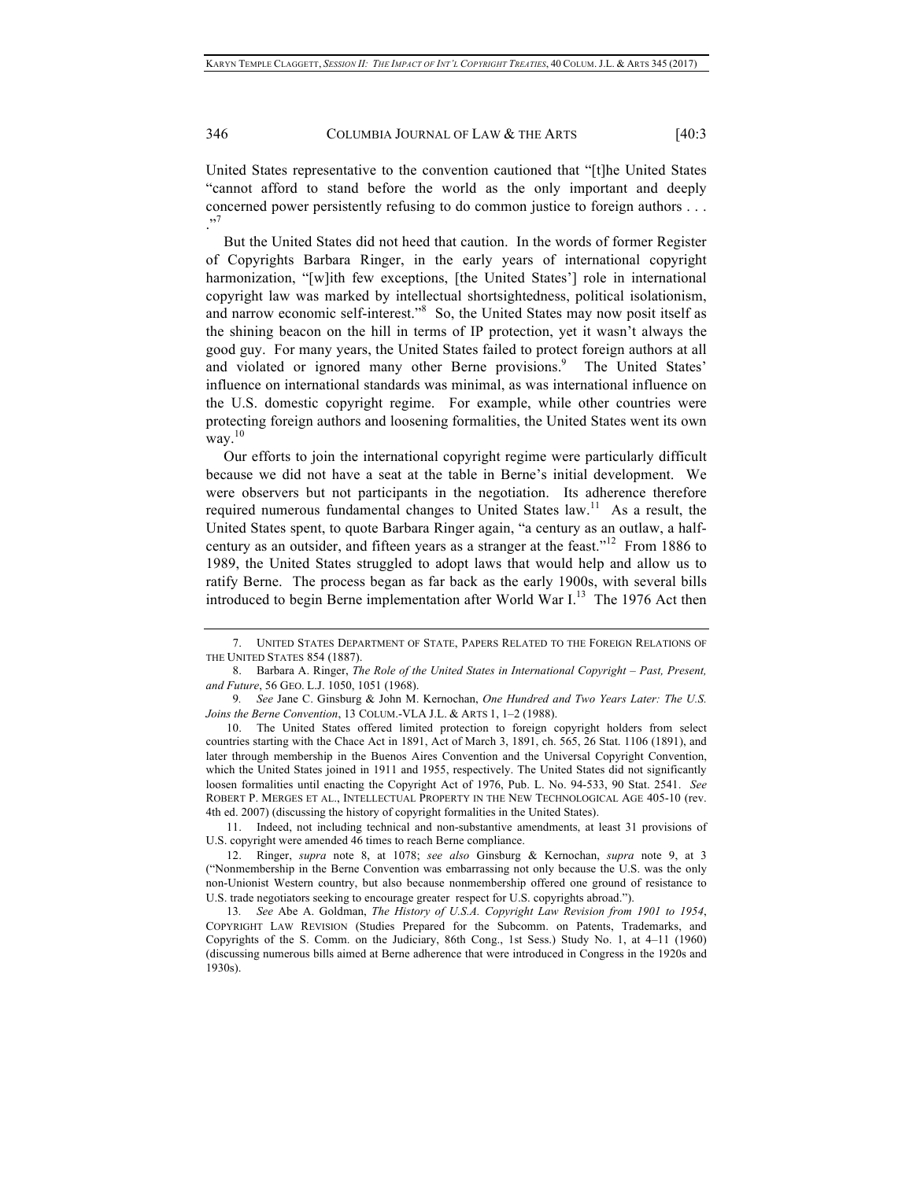United States representative to the convention cautioned that "[t]he United States "cannot afford to stand before the world as the only important and deeply concerned power persistently refusing to do common justice to foreign authors . . . ."[7]

But the United States did not heed that caution. In the words of former Register of Copyrights Barbara Ringer, in the early years of international copyright harmonization, "[w]ith few exceptions, [the United States'] role in international copyright law was marked by intellectual shortsightedness, political isolationism, and narrow economic self-interest."[8] So, the United States may now posit itself as the shining beacon on the hill in terms of IP protection, yet it wasn't always the good guy. For many years, the United States failed to protect foreign authors at all and violated or ignored many other Berne provisions.[9] The United States' influence on international standards was minimal, as was international influence on the U.S. domestic copyright regime. For example, while other countries were protecting foreign authors and loosening formalities, the United States went its own way.[10]

Our efforts to join the international copyright regime were particularly difficult because we did not have a seat at the table in Berne's initial development. We were observers but not participants in the negotiation. Its adherence therefore required numerous fundamental changes to United States law.[11] As a result, the United States spent, to quote Barbara Ringer again, "a century as an outlaw, a half-century as an outsider, and fifteen years as a stranger at the feast."[12] From 1886 to 1989, the United States struggled to adopt laws that would help and allow us to ratify Berne. The process began as far back as the early 1900s, with several bills introduced to begin Berne implementation after World War I.[13] The 1976 Act then

---

7. UNITED STATES DEPARTMENT OF STATE, PAPERS RELATED TO THE FOREIGN RELATIONS OF THE UNITED STATES 854 (1887).

8. Barbara A. Ringer, *The Role of the United States in International Copyright – Past, Present, and Future*, 56 GEO. L.J. 1050, 1051 (1968).

9. *See* Jane C. Ginsburg & John M. Kernochan, *One Hundred and Two Years Later: The U.S. Joins the Berne Convention*, 13 COLUM.-VLA J.L. & ARTS 1, 1–2 (1988).

10. The United States offered limited protection to foreign copyright holders from select countries starting with the Chace Act in 1891, Act of March 3, 1891, ch. 565, 26 Stat. 1106 (1891), and later through membership in the Buenos Aires Convention and the Universal Copyright Convention, which the United States joined in 1911 and 1955, respectively. The United States did not significantly loosen formalities until enacting the Copyright Act of 1976, Pub. L. No. 94-533, 90 Stat. 2541. *See* ROBERT P. MERGES ET AL., INTELLECTUAL PROPERTY IN THE NEW TECHNOLOGICAL AGE 405-10 (rev. 4th ed. 2007) (discussing the history of copyright formalities in the United States).

11. Indeed, not including technical and non-substantive amendments, at least 31 provisions of U.S. copyright were amended 46 times to reach Berne compliance.

12. Ringer, *supra* note 8, at 1078; *see also* Ginsburg & Kernochan, *supra* note 9, at 3 ("Nonmembership in the Berne Convention was embarrassing not only because the U.S. was the only non-Unionist Western country, but also because nonmembership offered one ground of resistance to U.S. trade negotiators seeking to encourage greater respect for U.S. copyrights abroad.").

13. *See* Abe A. Goldman, *The History of U.S.A. Copyright Law Revision from 1901 to 1954*, COPYRIGHT LAW REVISION (Studies Prepared for the Subcomm. on Patents, Trademarks, and Copyrights of the S. Comm. on the Judiciary, 86th Cong., 1st Sess.) Study No. 1, at 4–11 (1960) (discussing numerous bills aimed at Berne adherence that were introduced in Congress in the 1920s and 1930s).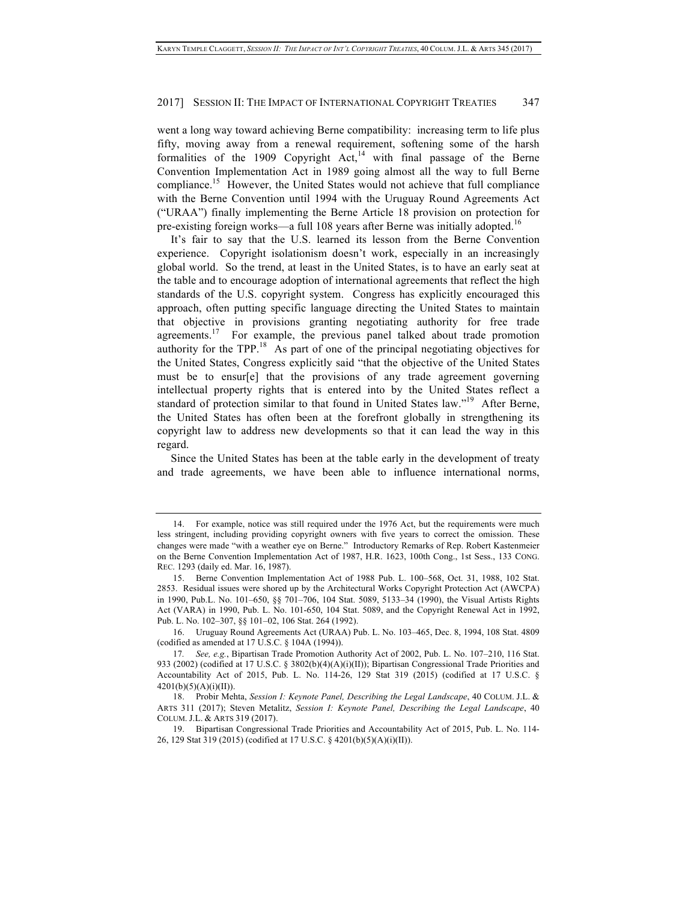went a long way toward achieving Berne compatibility: increasing term to life plus fifty, moving away from a renewal requirement, softening some of the harsh formalities of the 1909 Copyright Act,[14] with final passage of the Berne Convention Implementation Act in 1989 going almost all the way to full Berne compliance.[15] However, the United States would not achieve that full compliance with the Berne Convention until 1994 with the Uruguay Round Agreements Act ("URAA") finally implementing the Berne Article 18 provision on protection for pre-existing foreign works—a full 108 years after Berne was initially adopted.[16]

It's fair to say that the U.S. learned its lesson from the Berne Convention experience. Copyright isolationism doesn't work, especially in an increasingly global world. So the trend, at least in the United States, is to have an early seat at the table and to encourage adoption of international agreements that reflect the high standards of the U.S. copyright system. Congress has explicitly encouraged this approach, often putting specific language directing the United States to maintain that objective in provisions granting negotiating authority for free trade agreements.[17] For example, the previous panel talked about trade promotion authority for the TPP.[18] As part of one of the principal negotiating objectives for the United States, Congress explicitly said "that the objective of the United States must be to ensur[e] that the provisions of any trade agreement governing intellectual property rights that is entered into by the United States reflect a standard of protection similar to that found in United States law."[19] After Berne, the United States has often been at the forefront globally in strengthening its copyright law to address new developments so that it can lead the way in this regard.

Since the United States has been at the table early in the development of treaty and trade agreements, we have been able to influence international norms,

---

14. For example, notice was still required under the 1976 Act, but the requirements were much less stringent, including providing copyright owners with five years to correct the omission. These changes were made "with a weather eye on Berne." Introductory Remarks of Rep. Robert Kastenmeier on the Berne Convention Implementation Act of 1987, H.R. 1623, 100th Cong., 1st Sess., 133 CONG. REC. 1293 (daily ed. Mar. 16, 1987).

15. Berne Convention Implementation Act of 1988 Pub. L. 100–568, Oct. 31, 1988, 102 Stat. 2853. Residual issues were shored up by the Architectural Works Copyright Protection Act (AWCPA) in 1990, Pub.L. No. 101–650, §§ 701–706, 104 Stat. 5089, 5133–34 (1990), the Visual Artists Rights Act (VARA) in 1990, Pub. L. No. 101-650, 104 Stat. 5089, and the Copyright Renewal Act in 1992, Pub. L. No. 102–307, §§ 101–02, 106 Stat. 264 (1992).

16. Uruguay Round Agreements Act (URAA) Pub. L. No. 103–465, Dec. 8, 1994, 108 Stat. 4809 (codified as amended at 17 U.S.C. § 104A (1994)).

17. *See, e.g.*, Bipartisan Trade Promotion Authority Act of 2002, Pub. L. No. 107–210, 116 Stat. 933 (2002) (codified at 17 U.S.C. § 3802(b)(4)(A)(i)(II)); Bipartisan Congressional Trade Priorities and Accountability Act of 2015, Pub. L. No. 114-26, 129 Stat 319 (2015) (codified at 17 U.S.C. § 4201(b)(5)(A)(i)(II)).

18. Probir Mehta, *Session I: Keynote Panel, Describing the Legal Landscape*, 40 COLUM. J.L. & ARTS 311 (2017); Steven Metalitz, *Session I: Keynote Panel, Describing the Legal Landscape*, 40 COLUM. J.L. & ARTS 319 (2017).

19. Bipartisan Congressional Trade Priorities and Accountability Act of 2015, Pub. L. No. 114-26, 129 Stat 319 (2015) (codified at 17 U.S.C. § 4201(b)(5)(A)(i)(II)).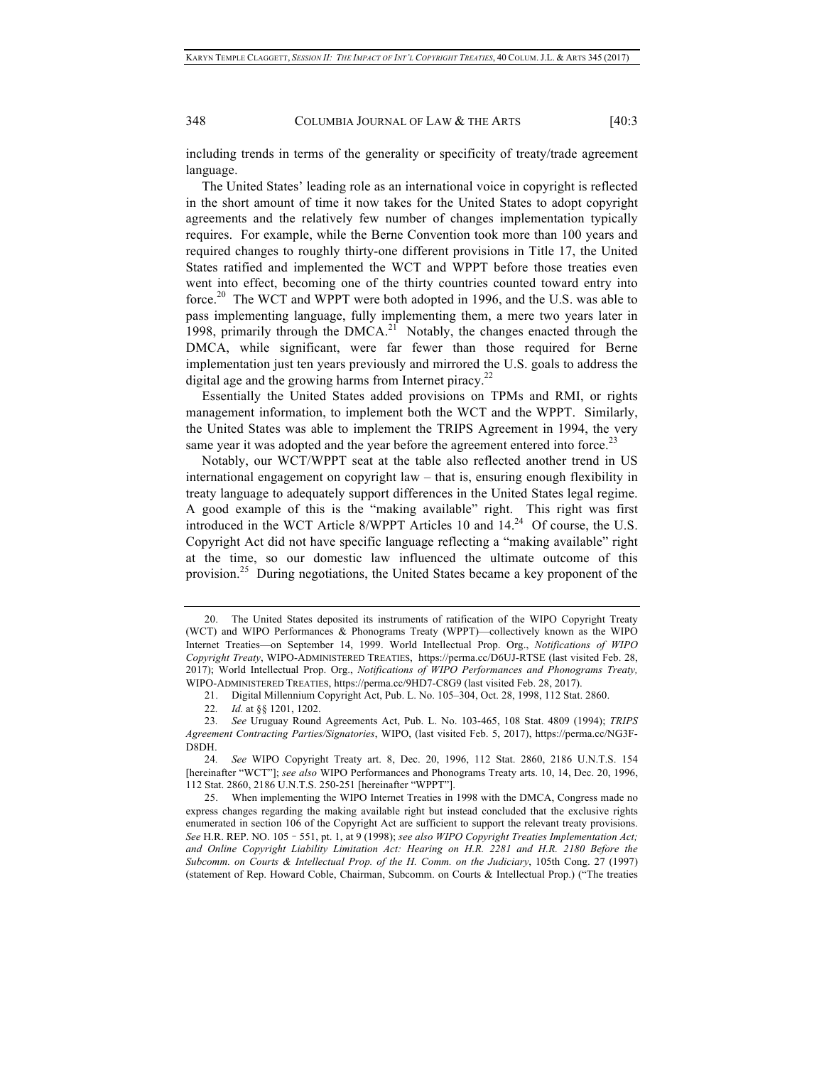including trends in terms of the generality or specificity of treaty/trade agreement language.

The United States' leading role as an international voice in copyright is reflected in the short amount of time it now takes for the United States to adopt copyright agreements and the relatively few number of changes implementation typically requires. For example, while the Berne Convention took more than 100 years and required changes to roughly thirty-one different provisions in Title 17, the United States ratified and implemented the WCT and WPPT before those treaties even went into effect, becoming one of the thirty countries counted toward entry into force.[20] The WCT and WPPT were both adopted in 1996, and the U.S. was able to pass implementing language, fully implementing them, a mere two years later in 1998, primarily through the DMCA.[21] Notably, the changes enacted through the DMCA, while significant, were far fewer than those required for Berne implementation just ten years previously and mirrored the U.S. goals to address the digital age and the growing harms from Internet piracy.[22]

Essentially the United States added provisions on TPMs and RMI, or rights management information, to implement both the WCT and the WPPT. Similarly, the United States was able to implement the TRIPS Agreement in 1994, the very same year it was adopted and the year before the agreement entered into force.[23]

Notably, our WCT/WPPT seat at the table also reflected another trend in US international engagement on copyright law – that is, ensuring enough flexibility in treaty language to adequately support differences in the United States legal regime. A good example of this is the "making available" right. This right was first introduced in the WCT Article 8/WPPT Articles 10 and 14.[24] Of course, the U.S. Copyright Act did not have specific language reflecting a "making available" right at the time, so our domestic law influenced the ultimate outcome of this provision.[25] During negotiations, the United States became a key proponent of the

---

20. The United States deposited its instruments of ratification of the WIPO Copyright Treaty (WCT) and WIPO Performances & Phonograms Treaty (WPPT)—collectively known as the WIPO Internet Treaties—on September 14, 1999. World Intellectual Prop. Org., *Notifications of WIPO Copyright Treaty*, WIPO-ADMINISTERED TREATIES, https://perma.cc/D6UJ-RTSE (last visited Feb. 28, 2017); World Intellectual Prop. Org., *Notifications of WIPO Performances and Phonograms Treaty,* WIPO-ADMINISTERED TREATIES, https://perma.cc/9HD7-C8G9 (last visited Feb. 28, 2017).

21. Digital Millennium Copyright Act, Pub. L. No. 105–304, Oct. 28, 1998, 112 Stat. 2860.

22. *Id.* at §§ 1201, 1202.

23. *See* Uruguay Round Agreements Act, Pub. L. No. 103-465, 108 Stat. 4809 (1994); *TRIPS Agreement Contracting Parties/Signatories*, WIPO, (last visited Feb. 5, 2017), https://perma.cc/NG3F-D8DH.

24. *See* WIPO Copyright Treaty art. 8, Dec. 20, 1996, 112 Stat. 2860, 2186 U.N.T.S. 154 [hereinafter "WCT"]; *see also* WIPO Performances and Phonograms Treaty arts. 10, 14, Dec. 20, 1996, 112 Stat. 2860, 2186 U.N.T.S. 250-251 [hereinafter "WPPT"].

25. When implementing the WIPO Internet Treaties in 1998 with the DMCA, Congress made no express changes regarding the making available right but instead concluded that the exclusive rights enumerated in section 106 of the Copyright Act are sufficient to support the relevant treaty provisions. *See* H.R. REP. NO. 105 – 551, pt. 1, at 9 (1998); *see also WIPO Copyright Treaties Implementation Act; and Online Copyright Liability Limitation Act: Hearing on H.R. 2281 and H.R. 2180 Before the Subcomm. on Courts & Intellectual Prop. of the H. Comm. on the Judiciary*, 105th Cong. 27 (1997) (statement of Rep. Howard Coble, Chairman, Subcomm. on Courts & Intellectual Prop.) ("The treaties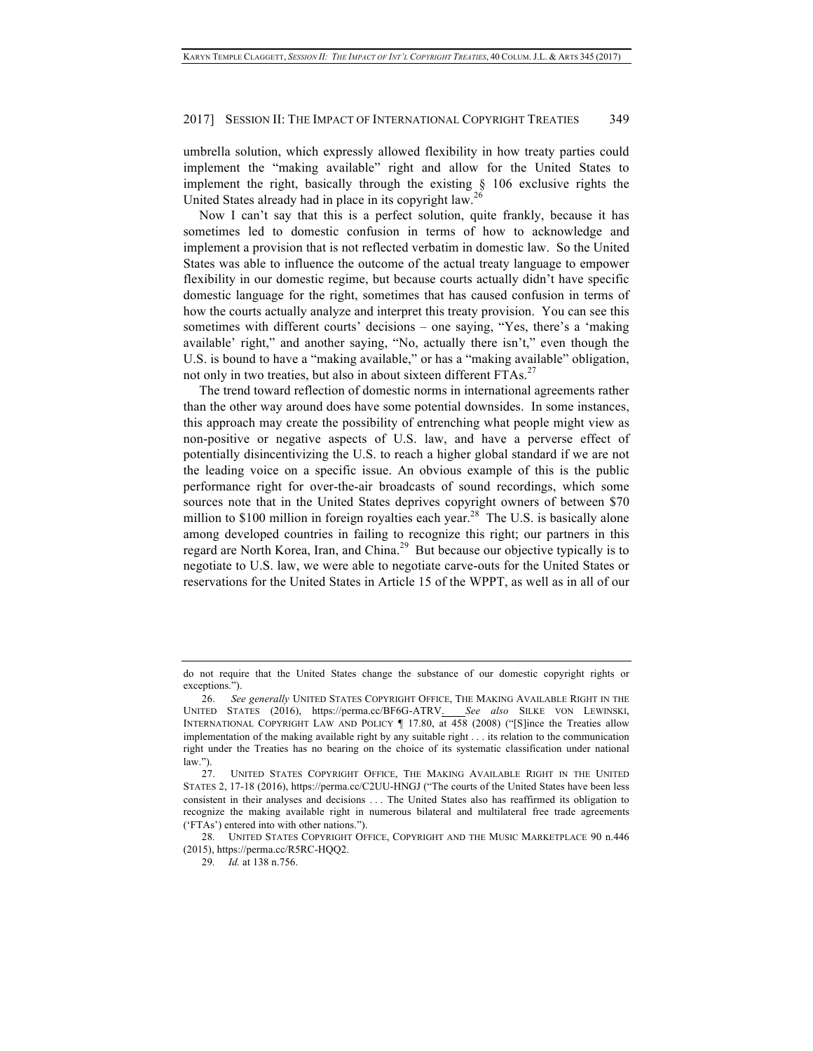umbrella solution, which expressly allowed flexibility in how treaty parties could implement the "making available" right and allow for the United States to implement the right, basically through the existing § 106 exclusive rights the United States already had in place in its copyright law.[26]

Now I can't say that this is a perfect solution, quite frankly, because it has sometimes led to domestic confusion in terms of how to acknowledge and implement a provision that is not reflected verbatim in domestic law. So the United States was able to influence the outcome of the actual treaty language to empower flexibility in our domestic regime, but because courts actually didn't have specific domestic language for the right, sometimes that has caused confusion in terms of how the courts actually analyze and interpret this treaty provision. You can see this sometimes with different courts' decisions – one saying, "Yes, there's a 'making available' right," and another saying, "No, actually there isn't," even though the U.S. is bound to have a "making available," or has a "making available" obligation, not only in two treaties, but also in about sixteen different FTAs.[27]

The trend toward reflection of domestic norms in international agreements rather than the other way around does have some potential downsides. In some instances, this approach may create the possibility of entrenching what people might view as non-positive or negative aspects of U.S. law, and have a perverse effect of potentially disincentivizing the U.S. to reach a higher global standard if we are not the leading voice on a specific issue. An obvious example of this is the public performance right for over-the-air broadcasts of sound recordings, which some sources note that in the United States deprives copyright owners of between $70 million to $100 million in foreign royalties each year.[28] The U.S. is basically alone among developed countries in failing to recognize this right; our partners in this regard are North Korea, Iran, and China.[29] But because our objective typically is to negotiate to U.S. law, we were able to negotiate carve-outs for the United States or reservations for the United States in Article 15 of the WPPT, as well as in all of our

---

do not require that the United States change the substance of our domestic copyright rights or exceptions.").

26. *See generally* UNITED STATES COPYRIGHT OFFICE, THE MAKING AVAILABLE RIGHT IN THE UNITED STATES (2016), https://perma.cc/BF6G-ATRV. *See also* SILKE VON LEWINSKI, INTERNATIONAL COPYRIGHT LAW AND POLICY ¶ 17.80, at 458 (2008) ("[S]ince the Treaties allow implementation of the making available right by any suitable right . . . its relation to the communication right under the Treaties has no bearing on the choice of its systematic classification under national law.").

27. UNITED STATES COPYRIGHT OFFICE, THE MAKING AVAILABLE RIGHT IN THE UNITED STATES 2, 17-18 (2016), https://perma.cc/C2UU-HNGJ ("The courts of the United States have been less consistent in their analyses and decisions . . . The United States also has reaffirmed its obligation to recognize the making available right in numerous bilateral and multilateral free trade agreements ('FTAs') entered into with other nations.").

28. UNITED STATES COPYRIGHT OFFICE, COPYRIGHT AND THE MUSIC MARKETPLACE 90 n.446 (2015), https://perma.cc/R5RC-HQQ2.

29. *Id.* at 138 n.756.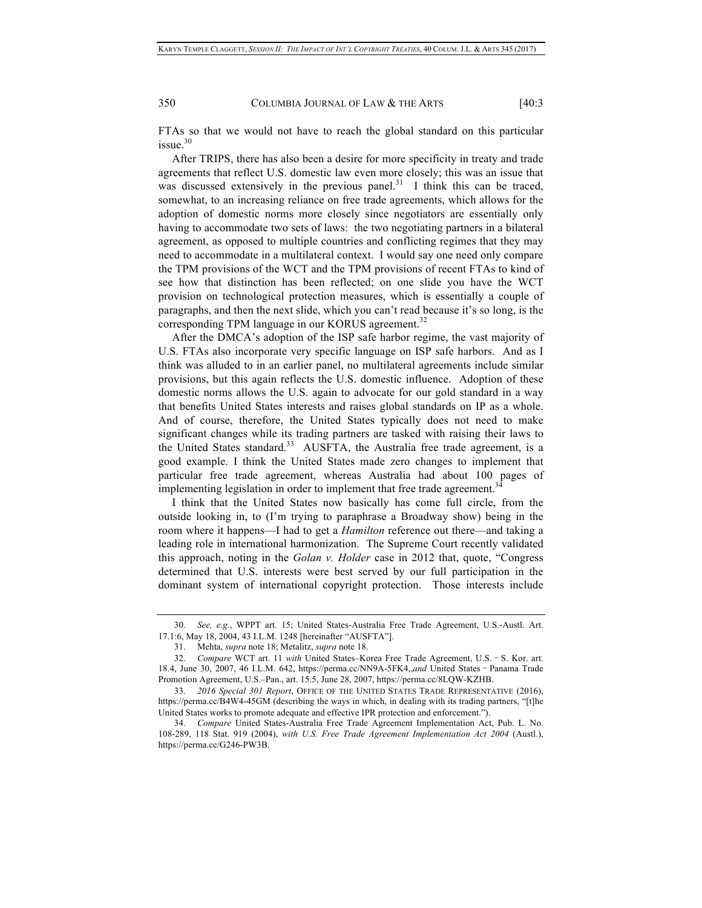FTAs so that we would not have to reach the global standard on this particular issue.[30]

After TRIPS, there has also been a desire for more specificity in treaty and trade agreements that reflect U.S. domestic law even more closely; this was an issue that was discussed extensively in the previous panel.[31] I think this can be traced, somewhat, to an increasing reliance on free trade agreements, which allows for the adoption of domestic norms more closely since negotiators are essentially only having to accommodate two sets of laws: the two negotiating partners in a bilateral agreement, as opposed to multiple countries and conflicting regimes that they may need to accommodate in a multilateral context. I would say one need only compare the TPM provisions of the WCT and the TPM provisions of recent FTAs to kind of see how that distinction has been reflected; on one slide you have the WCT provision on technological protection measures, which is essentially a couple of paragraphs, and then the next slide, which you can't read because it's so long, is the corresponding TPM language in our KORUS agreement.[32]

After the DMCA's adoption of the ISP safe harbor regime, the vast majority of U.S. FTAs also incorporate very specific language on ISP safe harbors. And as I think was alluded to in an earlier panel, no multilateral agreements include similar provisions, but this again reflects the U.S. domestic influence. Adoption of these domestic norms allows the U.S. again to advocate for our gold standard in a way that benefits United States interests and raises global standards on IP as a whole. And of course, therefore, the United States typically does not need to make significant changes while its trading partners are tasked with raising their laws to the United States standard.[33] AUSFTA, the Australia free trade agreement, is a good example. I think the United States made zero changes to implement that particular free trade agreement, whereas Australia had about 100 pages of implementing legislation in order to implement that free trade agreement.[34]

I think that the United States now basically has come full circle, from the outside looking in, to (I'm trying to paraphrase a Broadway show) being in the room where it happens—I had to get a *Hamilton* reference out there—and taking a leading role in international harmonization. The Supreme Court recently validated this approach, noting in the *Golan v. Holder* case in 2012 that, quote, "Congress determined that U.S. interests were best served by our full participation in the dominant system of international copyright protection. Those interests include

---

30. *See, e.g.*, WPPT art. 15; United States-Australia Free Trade Agreement, U.S.-Austl. Art. 17.1:6, May 18, 2004, 43 I.L.M. 1248 [hereinafter "AUSFTA"].

31. Mehta, *supra* note 18; Metalitz, *supra* note 18.

32. *Compare* WCT art. 11 *with* United States–Korea Free Trade Agreement, U.S.–S. Kor. art. 18.4, June 30, 2007, 46 I.L.M. 642, https://perma.cc/NN9A-5FK4,,*and* United States–Panama Trade Promotion Agreement, U.S.–Pan., art. 15.5, June 28, 2007, https://perma.cc/8LQW-KZHB.

33. *2016 Special 301 Report*, OFFICE OF THE UNITED STATES TRADE REPRESENTATIVE (2016), https://perma.cc/B4W4-45GM (describing the ways in which, in dealing with its trading partners, "[t]he United States works to promote adequate and effective IPR protection and enforcement.").

34. *Compare* United States-Australia Free Trade Agreement Implementation Act, Pub. L. No. 108-289, 118 Stat. 919 (2004), *with U.S. Free Trade Agreement Implementation Act 2004* (Austl.), https://perma.cc/G246-PW3B.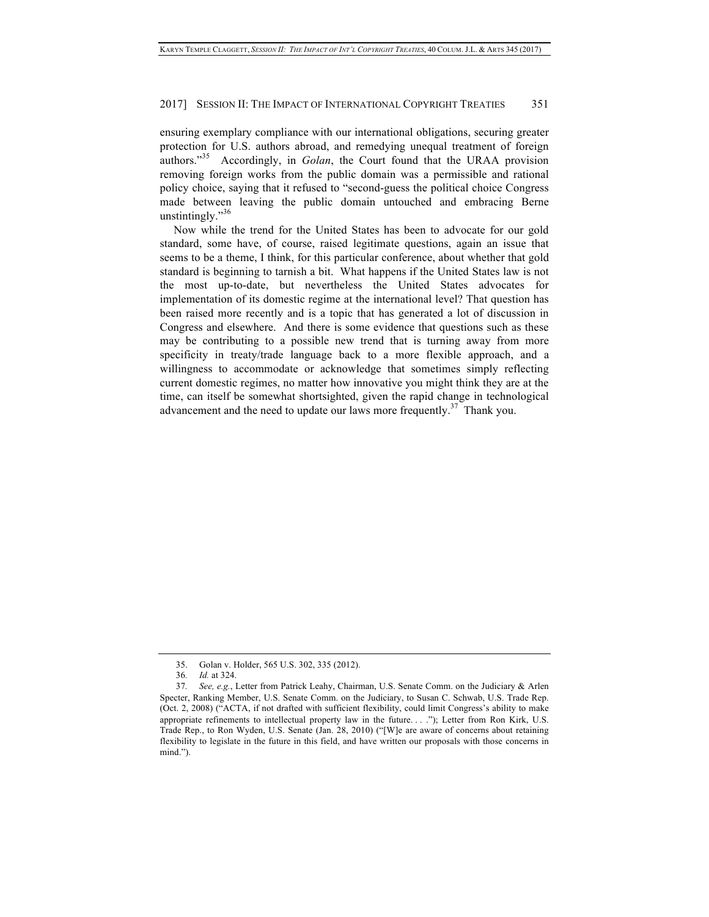ensuring exemplary compliance with our international obligations, securing greater protection for U.S. authors abroad, and remedying unequal treatment of foreign authors."[35] Accordingly, in *Golan*, the Court found that the URAA provision removing foreign works from the public domain was a permissible and rational policy choice, saying that it refused to "second-guess the political choice Congress made between leaving the public domain untouched and embracing Berne unstintingly."[36]

Now while the trend for the United States has been to advocate for our gold standard, some have, of course, raised legitimate questions, again an issue that seems to be a theme, I think, for this particular conference, about whether that gold standard is beginning to tarnish a bit. What happens if the United States law is not the most up-to-date, but nevertheless the United States advocates for implementation of its domestic regime at the international level? That question has been raised more recently and is a topic that has generated a lot of discussion in Congress and elsewhere. And there is some evidence that questions such as these may be contributing to a possible new trend that is turning away from more specificity in treaty/trade language back to a more flexible approach, and a willingness to accommodate or acknowledge that sometimes simply reflecting current domestic regimes, no matter how innovative you might think they are at the time, can itself be somewhat shortsighted, given the rapid change in technological advancement and the need to update our laws more frequently.[37] Thank you.

---

35. Golan v. Holder, 565 U.S. 302, 335 (2012).

36. *Id.* at 324.

37. *See, e.g.*, Letter from Patrick Leahy, Chairman, U.S. Senate Comm. on the Judiciary & Arlen Specter, Ranking Member, U.S. Senate Comm. on the Judiciary, to Susan C. Schwab, U.S. Trade Rep. (Oct. 2, 2008) ("ACTA, if not drafted with sufficient flexibility, could limit Congress's ability to make appropriate refinements to intellectual property law in the future. . . ."); Letter from Ron Kirk, U.S. Trade Rep., to Ron Wyden, U.S. Senate (Jan. 28, 2010) ("[W]e are aware of concerns about retaining flexibility to legislate in the future in this field, and have written our proposals with those concerns in mind.").